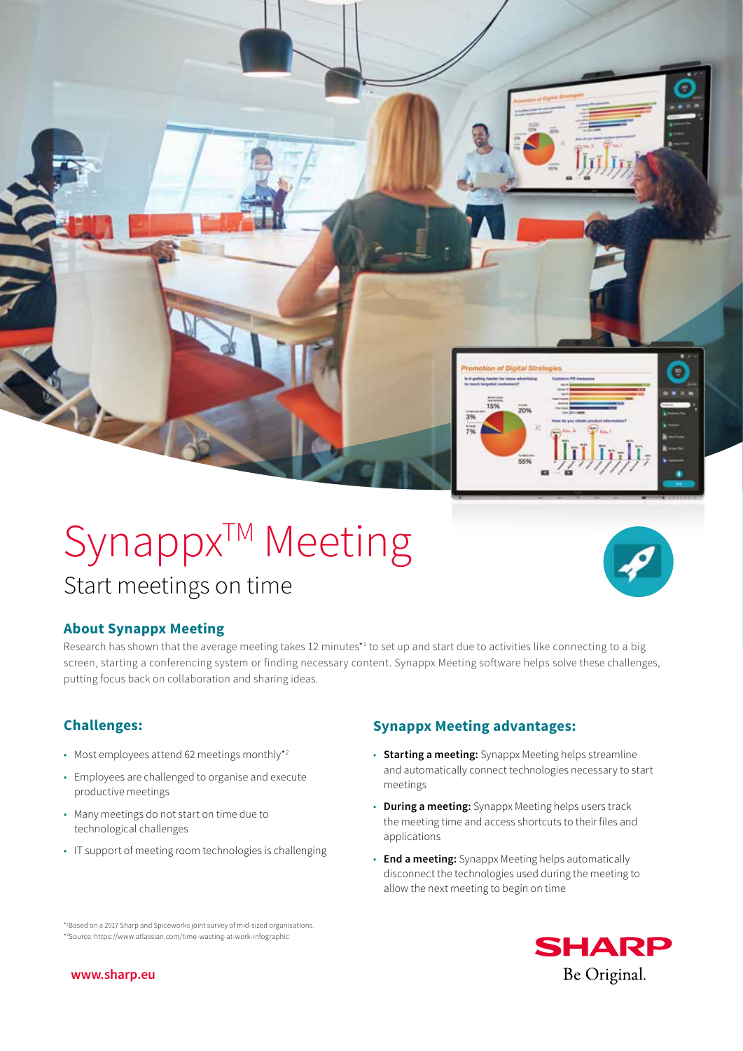# Synappx™ Meeting

## Start meetings on time

### About Synappx Meeting

Research has shown that the average meeting takes 12 minutes*[1] to set up and start due to activities like connecting to a big screen, starting a conferencing system or finding necessary content. Synappx Meeting software helps solve these challenges, putting focus back on collaboration and sharing ideas.

### Challenges:

- Most employees attend 62 meetings monthly*[2]
- Employees are challenged to organise and execute productive meetings
- Many meetings do not start on time due to technological challenges
- IT support of meeting room technologies is challenging

### Synappx Meeting advantages:

- **Starting a meeting:** Synappx Meeting helps streamline and automatically connect technologies necessary to start meetings
- **During a meeting:** Synappx Meeting helps users track the meeting time and access shortcuts to their files and applications
- **End a meeting:** Synappx Meeting helps automatically disconnect the technologies used during the meeting to allow the next meeting to begin on time

*[1]Based on a 2017 Sharp and Spiceworks joint survey of mid-sized organisations.
*[2]Source: https://www.atlassian.com/time-wasting-at-work-infographic

www.sharp.eu

SHARP
Be Original.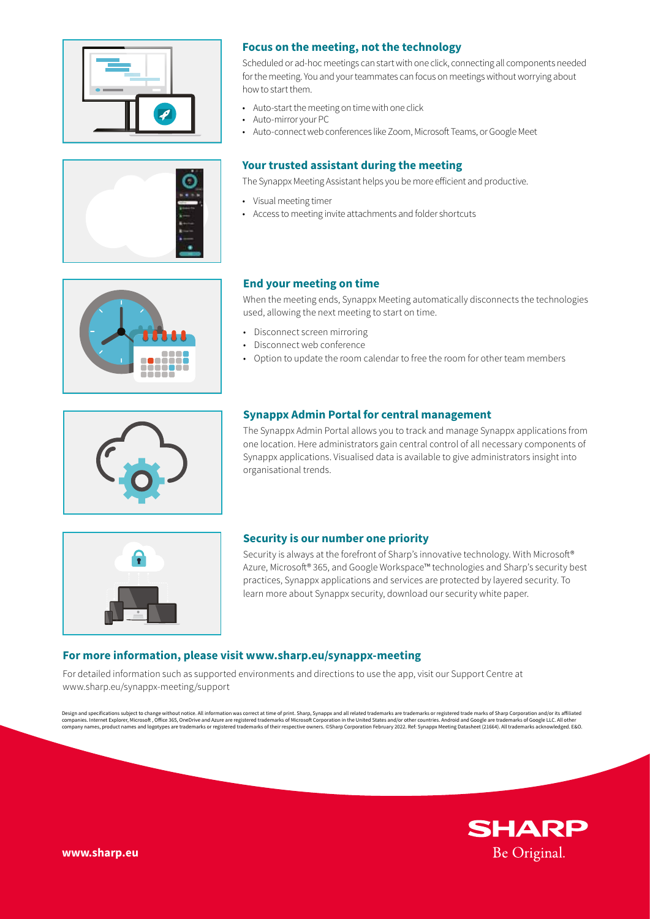### Focus on the meeting, not the technology

Scheduled or ad-hoc meetings can start with one click, connecting all components needed for the meeting. You and your teammates can focus on meetings without worrying about how to start them.

- Auto-start the meeting on time with one click
- Auto-mirror your PC
- Auto-connect web conferences like Zoom, Microsoft Teams, or Google Meet

### Your trusted assistant during the meeting

The Synappx Meeting Assistant helps you be more efficient and productive.

- Visual meeting timer
- Access to meeting invite attachments and folder shortcuts

### End your meeting on time

When the meeting ends, Synappx Meeting automatically disconnects the technologies used, allowing the next meeting to start on time.

- Disconnect screen mirroring
- Disconnect web conference
- Option to update the room calendar to free the room for other team members

### Synappx Admin Portal for central management

The Synappx Admin Portal allows you to track and manage Synappx applications from one location. Here administrators gain central control of all necessary components of Synappx applications. Visualised data is available to give administrators insight into organisational trends.

### Security is our number one priority

Security is always at the forefront of Sharp's innovative technology. With Microsoft® Azure, Microsoft® 365, and Google Workspace™ technologies and Sharp's security best practices, Synappx applications and services are protected by layered security. To learn more about Synappx security, download our security white paper.

### For more information, please visit www.sharp.eu/synappx-meeting

For detailed information such as supported environments and directions to use the app, visit our Support Centre at www.sharp.eu/synappx-meeting/support

Design and specifications subject to change without notice. All information was correct at time of print. Sharp, Synappx and all related trademarks are trademarks or registered trade marks of Sharp Corporation and/or its affiliated companies. Internet Explorer, Microsoft , Office 365, OneDrive and Azure are registered trademarks of Microsoft Corporation in the United States and/or other countries. Android and Google are trademarks of Google LLC. All other company names, product names and logotypes are trademarks or registered trademarks of their respective owners. ©Sharp Corporation February 2022. Ref: Synappx Meeting Datasheet (21664). All trademarks acknowledged. E&O.

**www.sharp.eu**

SHARP
Be Original.